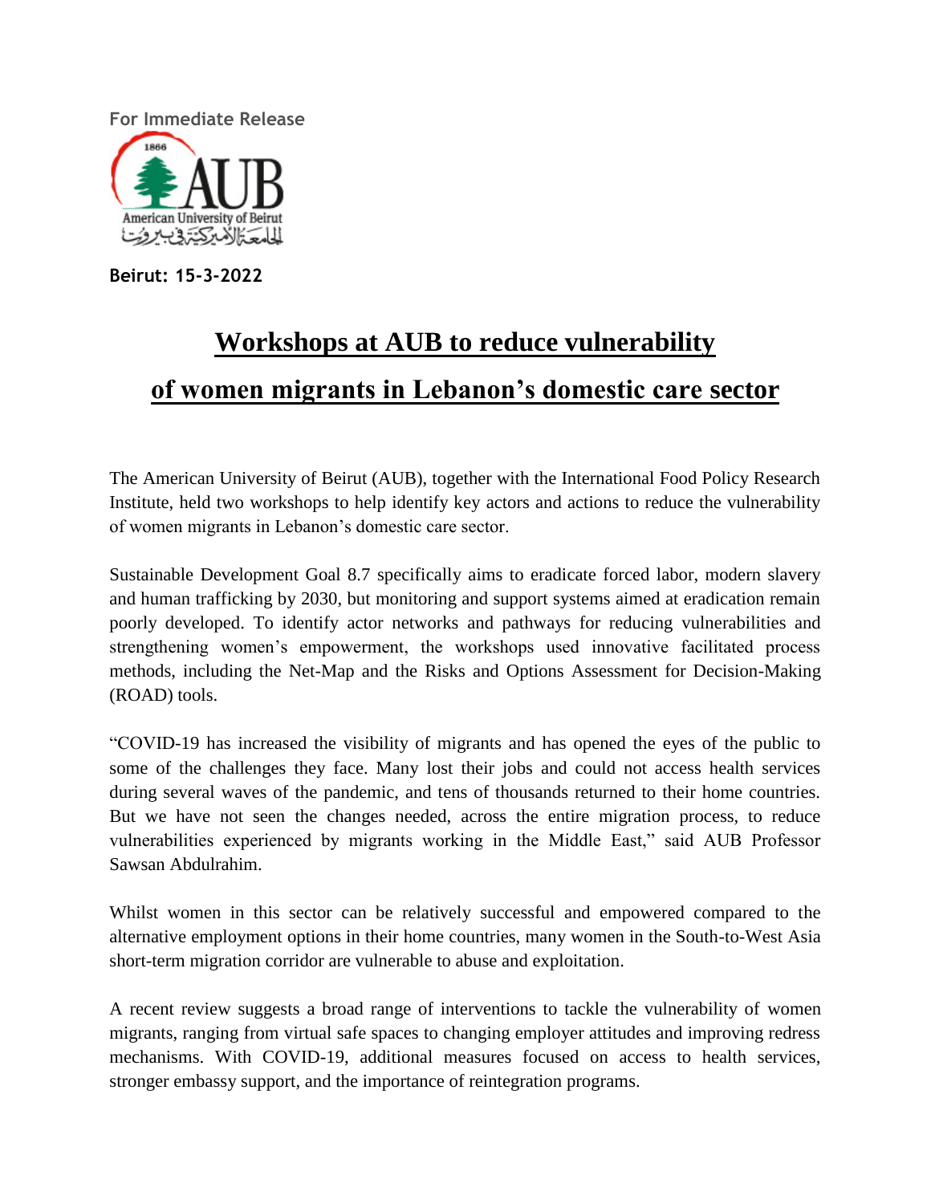For Immediate Release

**Beirut: 15-3-2022**

# Workshops at AUB to reduce vulnerability of women migrants in Lebanon's domestic care sector

The American University of Beirut (AUB), together with the International Food Policy Research Institute, held two workshops to help identify key actors and actions to reduce the vulnerability of women migrants in Lebanon's domestic care sector.

Sustainable Development Goal 8.7 specifically aims to eradicate forced labor, modern slavery and human trafficking by 2030, but monitoring and support systems aimed at eradication remain poorly developed. To identify actor networks and pathways for reducing vulnerabilities and strengthening women's empowerment, the workshops used innovative facilitated process methods, including the Net-Map and the Risks and Options Assessment for Decision-Making (ROAD) tools.

"COVID-19 has increased the visibility of migrants and has opened the eyes of the public to some of the challenges they face. Many lost their jobs and could not access health services during several waves of the pandemic, and tens of thousands returned to their home countries. But we have not seen the changes needed, across the entire migration process, to reduce vulnerabilities experienced by migrants working in the Middle East," said AUB Professor Sawsan Abdulrahim.

Whilst women in this sector can be relatively successful and empowered compared to the alternative employment options in their home countries, many women in the South-to-West Asia short-term migration corridor are vulnerable to abuse and exploitation.

A recent review suggests a broad range of interventions to tackle the vulnerability of women migrants, ranging from virtual safe spaces to changing employer attitudes and improving redress mechanisms. With COVID-19, additional measures focused on access to health services, stronger embassy support, and the importance of reintegration programs.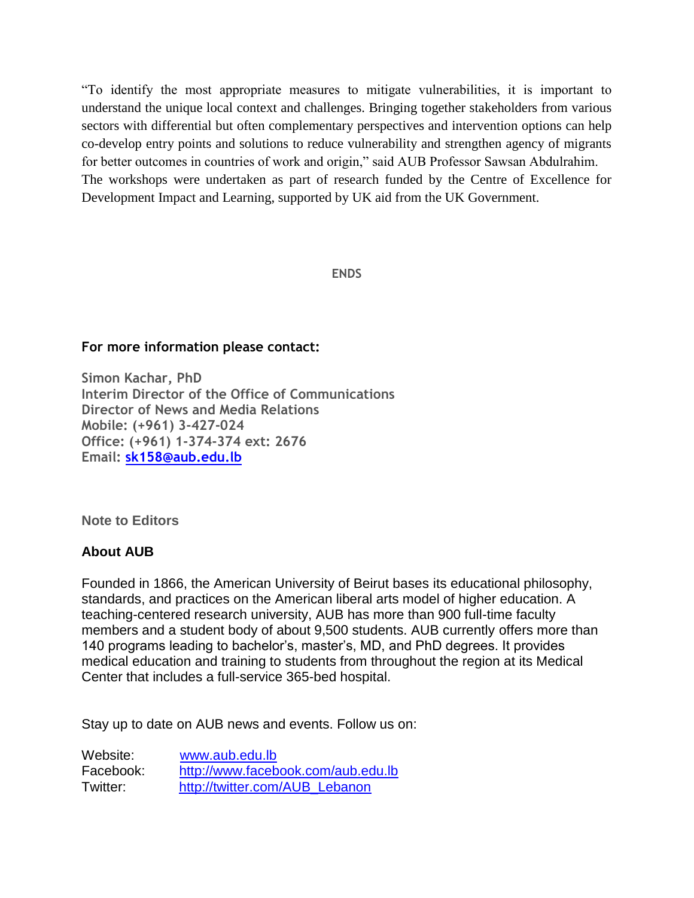"To identify the most appropriate measures to mitigate vulnerabilities, it is important to understand the unique local context and challenges. Bringing together stakeholders from various sectors with differential but often complementary perspectives and intervention options can help co-develop entry points and solutions to reduce vulnerability and strengthen agency of migrants for better outcomes in countries of work and origin," said AUB Professor Sawsan Abdulrahim.
The workshops were undertaken as part of research funded by the Centre of Excellence for Development Impact and Learning, supported by UK aid from the UK Government.

**ENDS**

**For more information please contact:**

**Simon Kachar, PhD**
**Interim Director of the Office of Communications**
**Director of News and Media Relations**
**Mobile: (+961) 3-427-024**
**Office: (+961) 1-374-374 ext: 2676**
**Email: sk158@aub.edu.lb**

**Note to Editors**

**About AUB**

Founded in 1866, the American University of Beirut bases its educational philosophy, standards, and practices on the American liberal arts model of higher education. A teaching-centered research university, AUB has more than 900 full-time faculty members and a student body of about 9,500 students. AUB currently offers more than 140 programs leading to bachelor's, master's, MD, and PhD degrees. It provides medical education and training to students from throughout the region at its Medical Center that includes a full-service 365-bed hospital.

Stay up to date on AUB news and events. Follow us on:

| | |
|---|---|
| Website: | www.aub.edu.lb |
| Facebook: | http://www.facebook.com/aub.edu.lb |
| Twitter: | http://twitter.com/AUB_Lebanon |